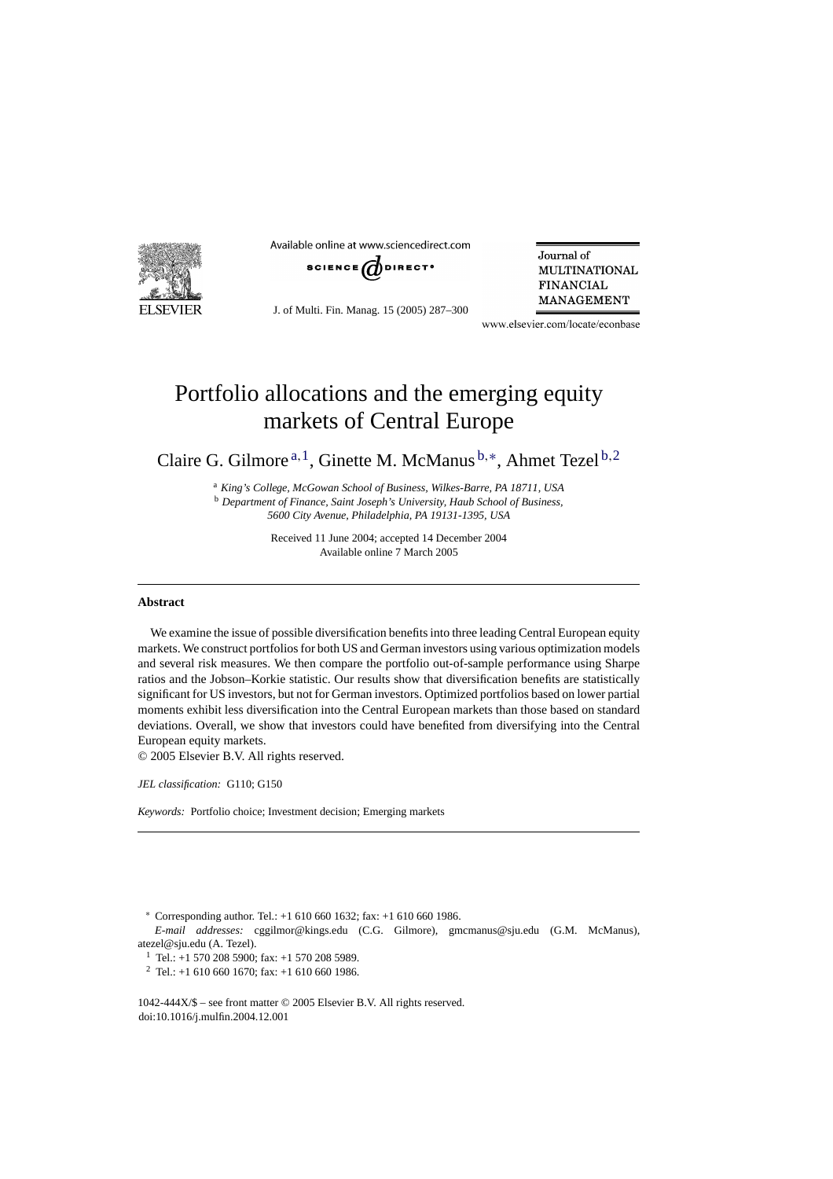# Portfolio allocations and the emerging equity markets of Central Europe

Claire G. Gilmore [a,1], Ginette M. McManus [b,*], Ahmet Tezel [b,2]

[a] *King's College, McGowan School of Business, Wilkes-Barre, PA 18711, USA*
[b] *Department of Finance, Saint Joseph's University, Haub School of Business, 5600 City Avenue, Philadelphia, PA 19131-1395, USA*

Received 11 June 2004; accepted 14 December 2004
Available online 7 March 2005

## Abstract

We examine the issue of possible diversification benefits into three leading Central European equity markets. We construct portfolios for both US and German investors using various optimization models and several risk measures. We then compare the portfolio out-of-sample performance using Sharpe ratios and the Jobson–Korkie statistic. Our results show that diversification benefits are statistically significant for US investors, but not for German investors. Optimized portfolios based on lower partial moments exhibit less diversification into the Central European markets than those based on standard deviations. Overall, we show that investors could have benefited from diversifying into the Central European equity markets.

© 2005 Elsevier B.V. All rights reserved.

*JEL classification:* G110; G150

*Keywords:* Portfolio choice; Investment decision; Emerging markets

---

* Corresponding author. Tel.: +1 610 660 1632; fax: +1 610 660 1986.
*E-mail addresses:* cggilmor@kings.edu (C.G. Gilmore), gmcmanus@sju.edu (G.M. McManus), atezel@sju.edu (A. Tezel).

[1] Tel.: +1 570 208 5900; fax: +1 570 208 5989.

[2] Tel.: +1 610 660 1670; fax: +1 610 660 1986.

1042-444X/$ – see front matter © 2005 Elsevier B.V. All rights reserved.
doi:10.1016/j.mulfin.2004.12.001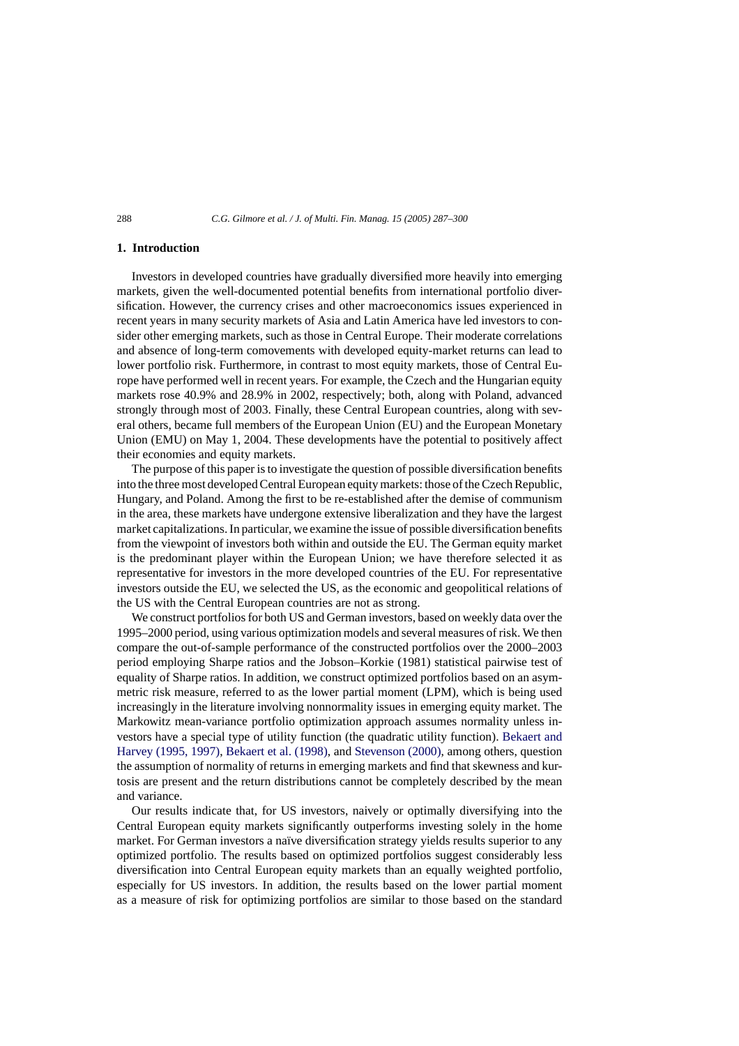## 1. Introduction

Investors in developed countries have gradually diversified more heavily into emerging markets, given the well-documented potential benefits from international portfolio diversification. However, the currency crises and other macroeconomics issues experienced in recent years in many security markets of Asia and Latin America have led investors to consider other emerging markets, such as those in Central Europe. Their moderate correlations and absence of long-term comovements with developed equity-market returns can lead to lower portfolio risk. Furthermore, in contrast to most equity markets, those of Central Europe have performed well in recent years. For example, the Czech and the Hungarian equity markets rose 40.9% and 28.9% in 2002, respectively; both, along with Poland, advanced strongly through most of 2003. Finally, these Central European countries, along with several others, became full members of the European Union (EU) and the European Monetary Union (EMU) on May 1, 2004. These developments have the potential to positively affect their economies and equity markets.

The purpose of this paper is to investigate the question of possible diversification benefits into the three most developed Central European equity markets: those of the Czech Republic, Hungary, and Poland. Among the first to be re-established after the demise of communism in the area, these markets have undergone extensive liberalization and they have the largest market capitalizations. In particular, we examine the issue of possible diversification benefits from the viewpoint of investors both within and outside the EU. The German equity market is the predominant player within the European Union; we have therefore selected it as representative for investors in the more developed countries of the EU. For representative investors outside the EU, we selected the US, as the economic and geopolitical relations of the US with the Central European countries are not as strong.

We construct portfolios for both US and German investors, based on weekly data over the 1995–2000 period, using various optimization models and several measures of risk. We then compare the out-of-sample performance of the constructed portfolios over the 2000–2003 period employing Sharpe ratios and the Jobson–Korkie (1981) statistical pairwise test of equality of Sharpe ratios. In addition, we construct optimized portfolios based on an asymmetric risk measure, referred to as the lower partial moment (LPM), which is being used increasingly in the literature involving nonnormality issues in emerging equity market. The Markowitz mean-variance portfolio optimization approach assumes normality unless investors have a special type of utility function (the quadratic utility function). Bekaert and Harvey (1995, 1997), Bekaert et al. (1998), and Stevenson (2000), among others, question the assumption of normality of returns in emerging markets and find that skewness and kurtosis are present and the return distributions cannot be completely described by the mean and variance.

Our results indicate that, for US investors, naively or optimally diversifying into the Central European equity markets significantly outperforms investing solely in the home market. For German investors a naïve diversification strategy yields results superior to any optimized portfolio. The results based on optimized portfolios suggest considerably less diversification into Central European equity markets than an equally weighted portfolio, especially for US investors. In addition, the results based on the lower partial moment as a measure of risk for optimizing portfolios are similar to those based on the standard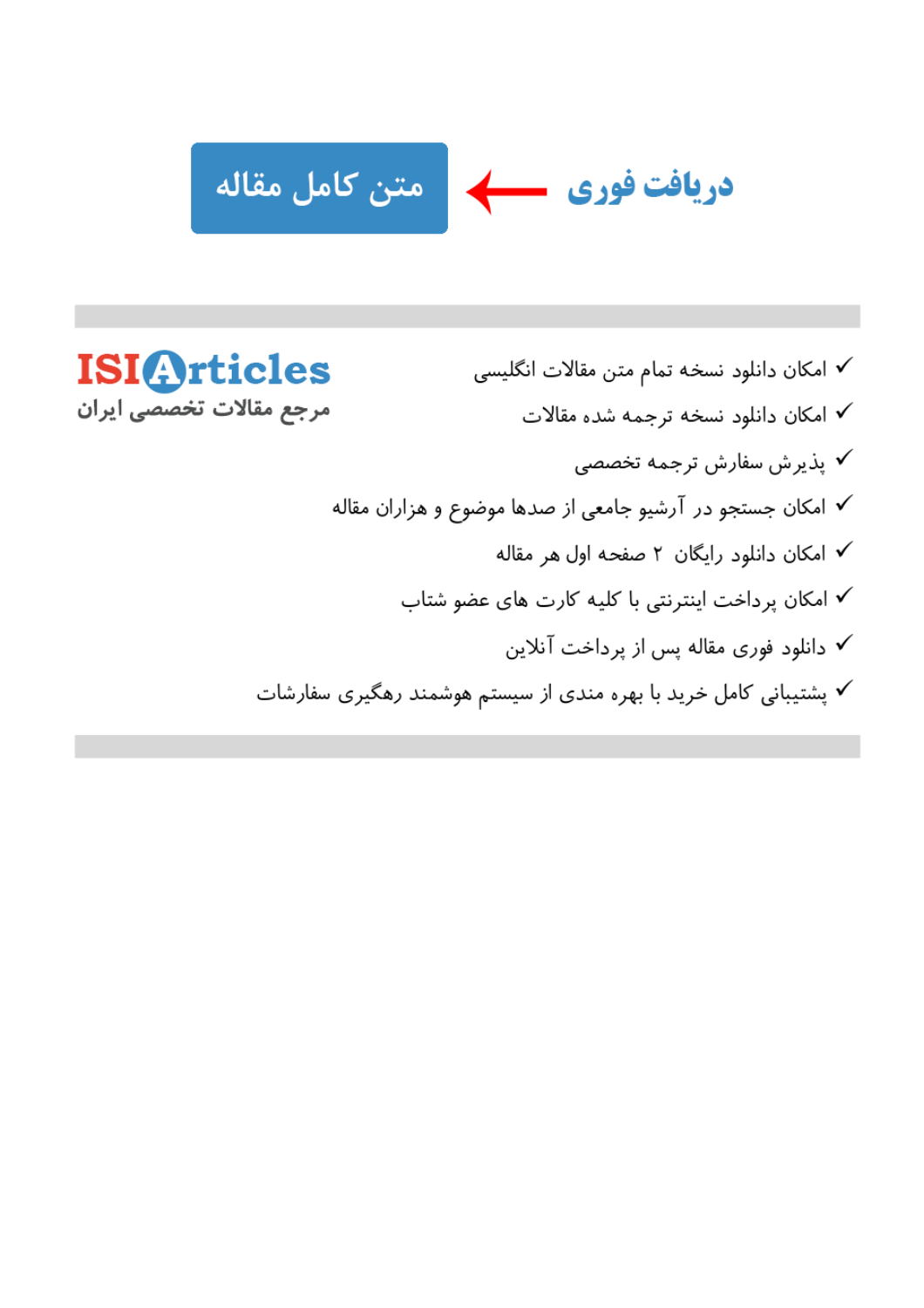دریافت فوری ← متن کامل مقاله

**ISIArticles**
مرجع مقالات تخصصی ایران

- ✓ امکان دانلود نسخه تمام متن مقالات انگلیسی
- ✓ امکان دانلود نسخه ترجمه شده مقالات
- ✓ پذیرش سفارش ترجمه تخصصی
- ✓ امکان جستجو در آرشیو جامعی از صدها موضوع و هزاران مقاله
- ✓ امکان دانلود رایگان ۲ صفحه اول هر مقاله
- ✓ امکان پرداخت اینترنتی با کلیه کارت های عضو شتاب
- ✓ دانلود فوری مقاله پس از پرداخت آنلاین
- ✓ پشتیبانی کامل خرید با بهره مندی از سیستم هوشمند رهگیری سفارشات